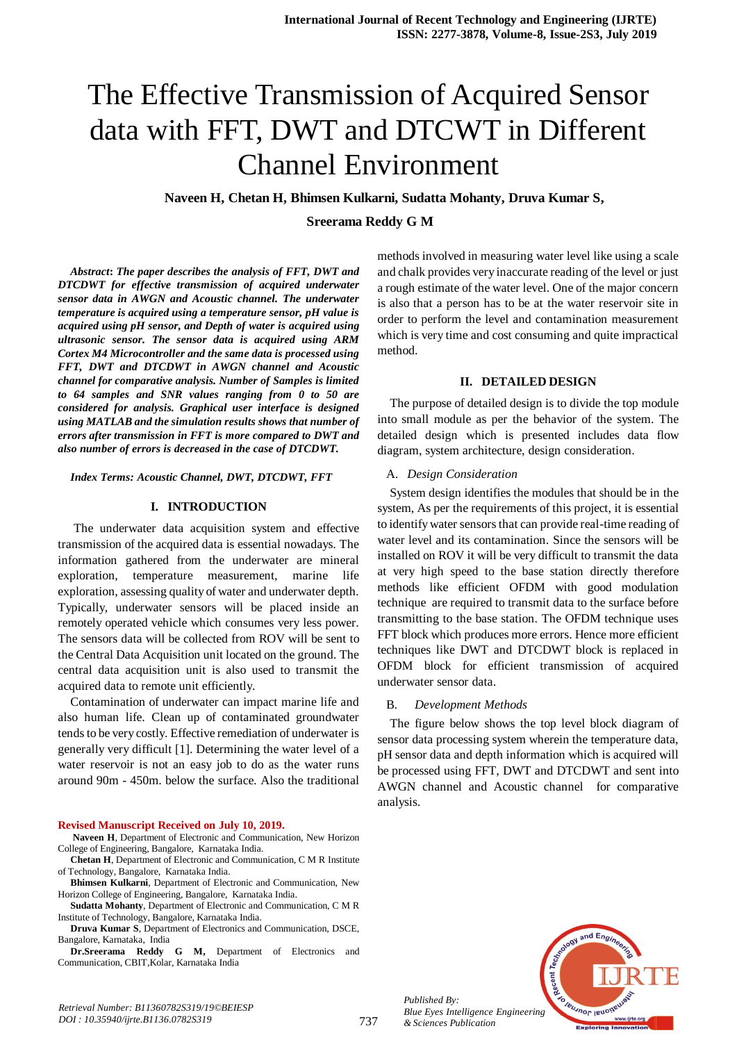# The Effective Transmission of Acquired Sensor data with FFT, DWT and DTCWT in Different Channel Environment

**Naveen H, Chetan H, Bhimsen Kulkarni, Sudatta Mohanty, Druva Kumar S, Sreerama Reddy G M**

***Abstract*****: *The paper describes the analysis of FFT, DWT and DTCDWT for effective transmission of acquired underwater sensor data in AWGN and Acoustic channel. The underwater temperature is acquired using a temperature sensor, pH value is acquired using pH sensor, and Depth of water is acquired using ultrasonic sensor. The sensor data is acquired using ARM Cortex M4 Microcontroller and the same data is processed using FFT, DWT and DTCDWT in AWGN channel and Acoustic channel for comparative analysis. Number of Samples is limited to 64 samples and SNR values ranging from 0 to 50 are considered for analysis. Graphical user interface is designed using MATLAB and the simulation results shows that number of errors after transmission in FFT is more compared to DWT and also number of errors is decreased in the case of DTCDWT.***

***Index Terms: Acoustic Channel, DWT, DTCDWT, FFT***

## I. INTRODUCTION

The underwater data acquisition system and effective transmission of the acquired data is essential nowadays. The information gathered from the underwater are mineral exploration, temperature measurement, marine life exploration, assessing quality of water and underwater depth. Typically, underwater sensors will be placed inside an remotely operated vehicle which consumes very less power. The sensors data will be collected from ROV will be sent to the Central Data Acquisition unit located on the ground. The central data acquisition unit is also used to transmit the acquired data to remote unit efficiently.

Contamination of underwater can impact marine life and also human life. Clean up of contaminated groundwater tends to be very costly. Effective remediation of underwater is generally very difficult [1]. Determining the water level of a water reservoir is not an easy job to do as the water runs around 90m - 450m. below the surface. Also the traditional methods involved in measuring water level like using a scale and chalk provides very inaccurate reading of the level or just a rough estimate of the water level. One of the major concern is also that a person has to be at the water reservoir site in order to perform the level and contamination measurement which is very time and cost consuming and quite impractical method.

**Revised Manuscript Received on July 10, 2019.**

**Naveen H**, Department of Electronic and Communication, New Horizon College of Engineering, Bangalore, Karnataka India.

**Chetan H**, Department of Electronic and Communication, C M R Institute of Technology, Bangalore, Karnataka India.

**Bhimsen Kulkarni**, Department of Electronic and Communication, New Horizon College of Engineering, Bangalore, Karnataka India.

**Sudatta Mohanty**, Department of Electronic and Communication, C M R Institute of Technology, Bangalore, Karnataka India.

**Druva Kumar S**, Department of Electronics and Communication, DSCE, Bangalore, Karnataka, India

**Dr.Sreerama Reddy G M,** Department of Electronics and Communication, CBIT,Kolar, Karnataka India

## II. DETAILED DESIGN

The purpose of detailed design is to divide the top module into small module as per the behavior of the system. The detailed design which is presented includes data flow diagram, system architecture, design consideration.

### A. *Design Consideration*

System design identifies the modules that should be in the system, As per the requirements of this project, it is essential to identify water sensors that can provide real-time reading of water level and its contamination. Since the sensors will be installed on ROV it will be very difficult to transmit the data at very high speed to the base station directly therefore methods like efficient OFDM with good modulation technique are required to transmit data to the surface before transmitting to the base station. The OFDM technique uses FFT block which produces more errors. Hence more efficient techniques like DWT and DTCDWT block is replaced in OFDM block for efficient transmission of acquired underwater sensor data.

### B. *Development Methods*

The figure below shows the top level block diagram of sensor data processing system wherein the temperature data, pH sensor data and depth information which is acquired will be processed using FFT, DWT and DTCDWT and sent into AWGN channel and Acoustic channel for comparative analysis.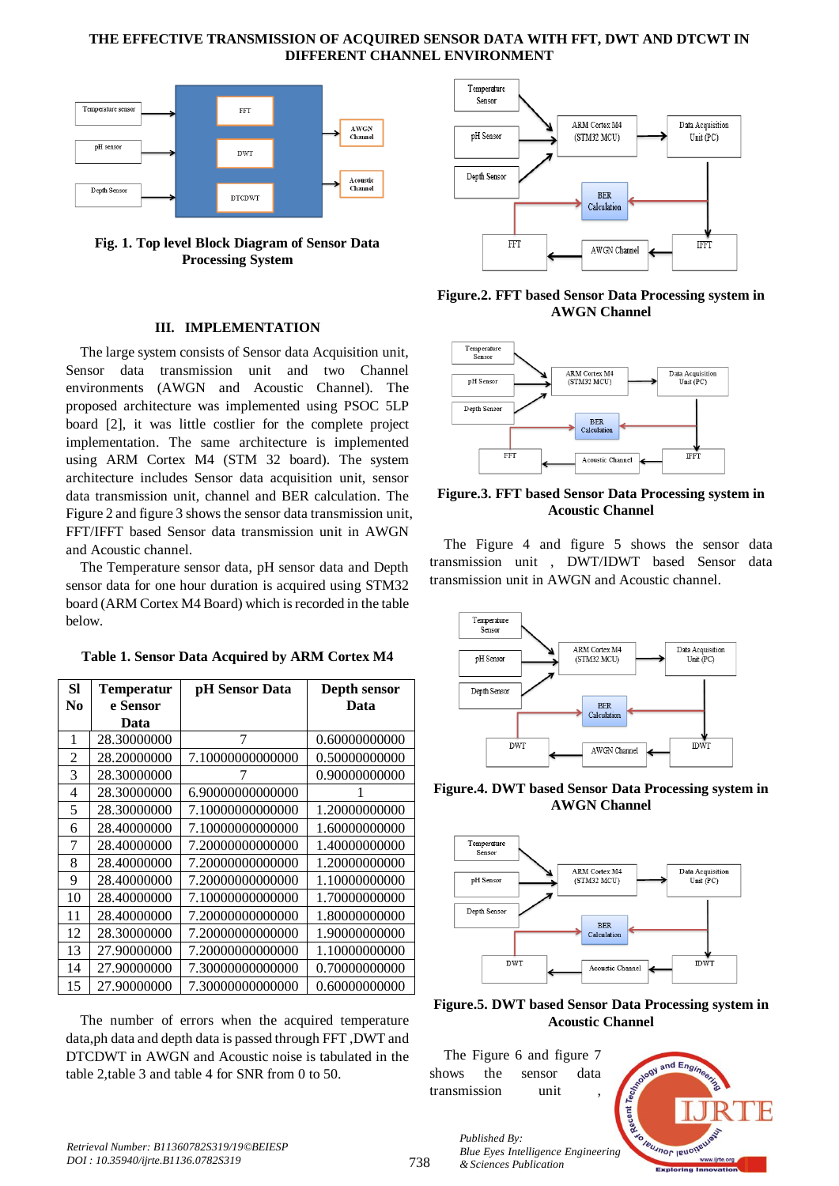Fig. 1. Top level Block Diagram of Sensor Data Processing System

## III. IMPLEMENTATION

The large system consists of Sensor data Acquisition unit, Sensor data transmission unit and two Channel environments (AWGN and Acoustic Channel). The proposed architecture was implemented using PSOC 5LP board [2], it was little costlier for the complete project implementation. The same architecture is implemented using ARM Cortex M4 (STM 32 board). The system architecture includes Sensor data acquisition unit, sensor data transmission unit, channel and BER calculation. The Figure 2 and figure 3 shows the sensor data transmission unit, FFT/IFFT based Sensor data transmission unit in AWGN and Acoustic channel.

The Temperature sensor data, pH sensor data and Depth sensor data for one hour duration is acquired using STM32 board (ARM Cortex M4 Board) which is recorded in the table below.

**Table 1. Sensor Data Acquired by ARM Cortex M4**

| Sl No | Temperature Sensor Data | pH Sensor Data | Depth sensor Data |
|---|---|---|---|
| 1 | 28.30000000 | 7 | 0.60000000000 |
| 2 | 28.20000000 | 7.10000000000000 | 0.50000000000 |
| 3 | 28.30000000 | 7 | 0.90000000000 |
| 4 | 28.30000000 | 6.90000000000000 | 1 |
| 5 | 28.30000000 | 7.10000000000000 | 1.20000000000 |
| 6 | 28.40000000 | 7.10000000000000 | 1.60000000000 |
| 7 | 28.40000000 | 7.20000000000000 | 1.40000000000 |
| 8 | 28.40000000 | 7.20000000000000 | 1.20000000000 |
| 9 | 28.40000000 | 7.20000000000000 | 1.10000000000 |
| 10 | 28.40000000 | 7.10000000000000 | 1.70000000000 |
| 11 | 28.40000000 | 7.20000000000000 | 1.80000000000 |
| 12 | 28.30000000 | 7.20000000000000 | 1.90000000000 |
| 13 | 27.90000000 | 7.20000000000000 | 1.10000000000 |
| 14 | 27.90000000 | 7.30000000000000 | 0.70000000000 |
| 15 | 27.90000000 | 7.30000000000000 | 0.60000000000 |

The number of errors when the acquired temperature data,ph data and depth data is passed through FFT ,DWT and DTCDWT in AWGN and Acoustic noise is tabulated in the table 2,table 3 and table 4 for SNR from 0 to 50.

Figure.2. FFT based Sensor Data Processing system in AWGN Channel

Figure.3. FFT based Sensor Data Processing system in Acoustic Channel

The Figure 4 and figure 5 shows the sensor data transmission unit , DWT/IDWT based Sensor data transmission unit in AWGN and Acoustic channel.

Figure.4. DWT based Sensor Data Processing system in AWGN Channel

Figure.5. DWT based Sensor Data Processing system in Acoustic Channel

The Figure 6 and figure 7 shows the sensor data transmission unit ,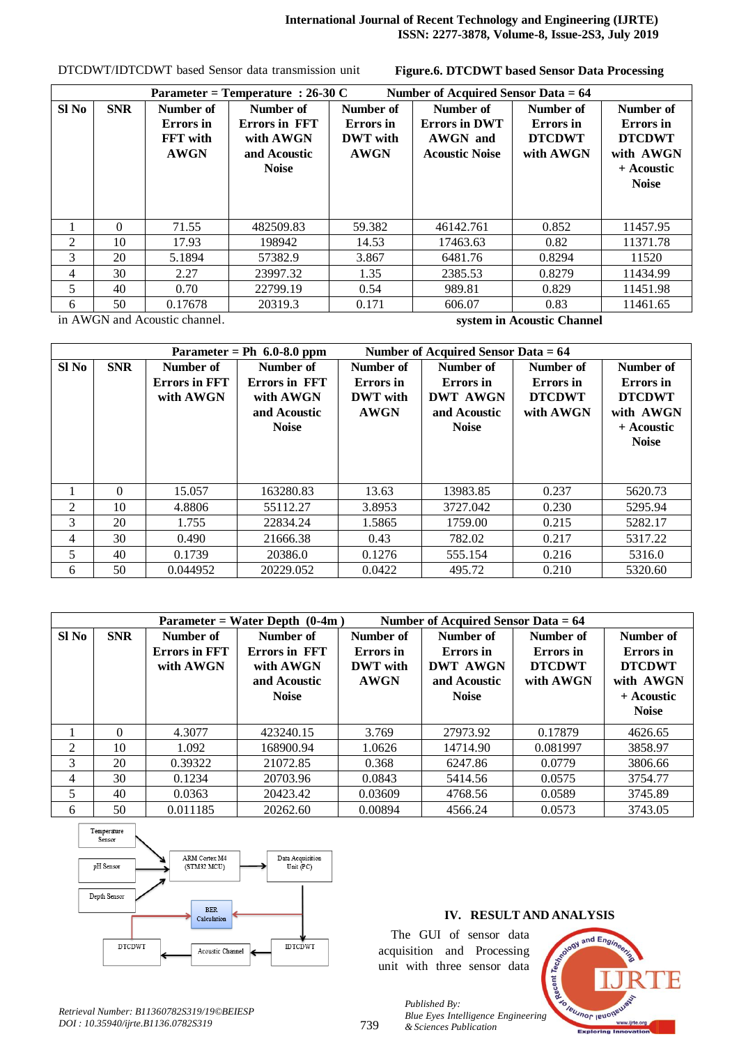DTCDWT/IDTCDWT based Sensor data transmission unit in AWGN and Acoustic channel.

**Figure.6. DTCDWT based Sensor Data Processing system in Acoustic Channel**

| Parameter = Temperature : 26-30 C | | | | | | | Number of Acquired Sensor Data = 64 |
|---|---|---|---|---|---|---|---|
| **Sl No** | **SNR** | **Number of Errors in FFT with AWGN** | **Number of Errors in FFT with AWGN and Acoustic Noise** | **Number of Errors in DWT with AWGN** | **Number of Errors in DWT AWGN and Acoustic Noise** | **Number of Errors in DTCDWT with AWGN** | **Number of Errors in DTCDWT with AWGN + Acoustic Noise** |
| 1 | 0 | 71.55 | 482509.83 | 59.382 | 46142.761 | 0.852 | 11457.95 |
| 2 | 10 | 17.93 | 198942 | 14.53 | 17463.63 | 0.82 | 11371.78 |
| 3 | 20 | 5.1894 | 57382.9 | 3.867 | 6481.76 | 0.8294 | 11520 |
| 4 | 30 | 2.27 | 23997.32 | 1.35 | 2385.53 | 0.8279 | 11434.99 |
| 5 | 40 | 0.70 | 22799.19 | 0.54 | 989.81 | 0.829 | 11451.98 |
| 6 | 50 | 0.17678 | 20319.3 | 0.171 | 606.07 | 0.83 | 11461.65 |

| Parameter = Ph 6.0-8.0 ppm | | | | | | | Number of Acquired Sensor Data = 64 |
|---|---|---|---|---|---|---|---|
| **Sl No** | **SNR** | **Number of Errors in FFT with AWGN** | **Number of Errors in FFT with AWGN and Acoustic Noise** | **Number of Errors in DWT with AWGN** | **Number of Errors in DWT AWGN and Acoustic Noise** | **Number of Errors in DTCDWT with AWGN** | **Number of Errors in DTCDWT with AWGN + Acoustic Noise** |
| 1 | 0 | 15.057 | 163280.83 | 13.63 | 13983.85 | 0.237 | 5620.73 |
| 2 | 10 | 4.8806 | 55112.27 | 3.8953 | 3727.042 | 0.230 | 5295.94 |
| 3 | 20 | 1.755 | 22834.24 | 1.5865 | 1759.00 | 0.215 | 5282.17 |
| 4 | 30 | 0.490 | 21666.38 | 0.43 | 782.02 | 0.217 | 5317.22 |
| 5 | 40 | 0.1739 | 20386.0 | 0.1276 | 555.154 | 0.216 | 5316.0 |
| 6 | 50 | 0.044952 | 20229.052 | 0.0422 | 495.72 | 0.210 | 5320.60 |

| Parameter = Water Depth (0-4m ) | | | | | | | Number of Acquired Sensor Data = 64 |
|---|---|---|---|---|---|---|---|
| **Sl No** | **SNR** | **Number of Errors in FFT with AWGN** | **Number of Errors in FFT with AWGN and Acoustic Noise** | **Number of Errors in DWT with AWGN** | **Number of Errors in DWT AWGN and Acoustic Noise** | **Number of Errors in DTCDWT with AWGN** | **Number of Errors in DTCDWT with AWGN + Acoustic Noise** |
| 1 | 0 | 4.3077 | 423240.15 | 3.769 | 27973.92 | 0.17879 | 4626.65 |
| 2 | 10 | 1.092 | 168900.94 | 1.0626 | 14714.90 | 0.081997 | 3858.97 |
| 3 | 20 | 0.39322 | 21072.85 | 0.368 | 6247.86 | 0.0779 | 3806.66 |
| 4 | 30 | 0.1234 | 20703.96 | 0.0843 | 5414.56 | 0.0575 | 3754.77 |
| 5 | 40 | 0.0363 | 20423.42 | 0.03609 | 4768.56 | 0.0589 | 3745.89 |
| 6 | 50 | 0.011185 | 20262.60 | 0.00894 | 4566.24 | 0.0573 | 3743.05 |

Temperature Sensor

pH Sensor

Depth Sensor

ARM Cortex M4 (STM32 MCU)

Data Acquisition Unit (PC)

BER Calculation

DTCDWT

Acoustic Channel

IDTCDWT

## IV. RESULT AND ANALYSIS

The GUI of sensor data acquisition and Processing unit with three sensor data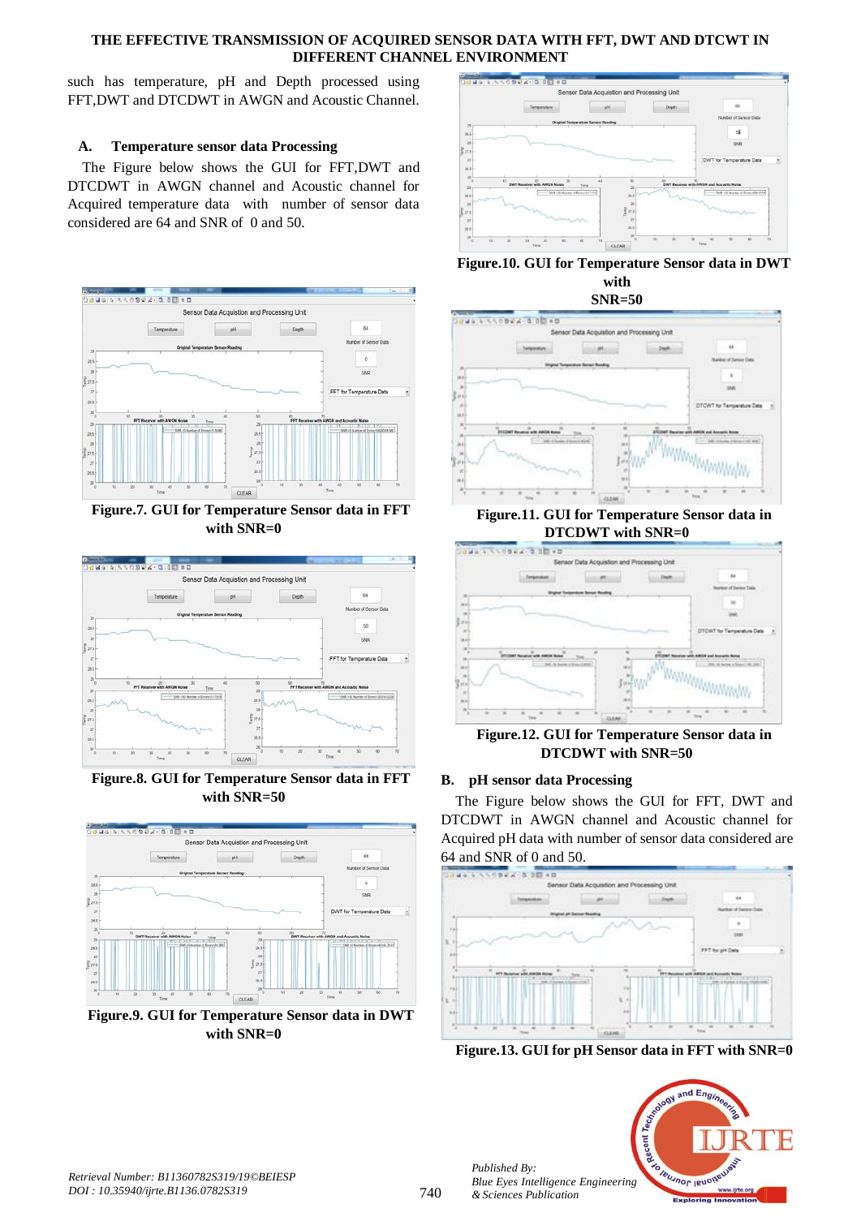such has temperature, pH and Depth processed using FFT,DWT and DTCDWT in AWGN and Acoustic Channel.

### A. Temperature sensor data Processing

The Figure below shows the GUI for FFT,DWT and DTCDWT in AWGN channel and Acoustic channel for Acquired temperature data with number of sensor data considered are 64 and SNR of 0 and 50.

Figure.7. GUI for Temperature Sensor data in FFT with SNR=0

Figure.8. GUI for Temperature Sensor data in FFT with SNR=50

Figure.9. GUI for Temperature Sensor data in DWT with SNR=0

Figure.10. GUI for Temperature Sensor data in DWT with SNR=50

Figure.11. GUI for Temperature Sensor data in DTCDWT with SNR=0

Figure.12. GUI for Temperature Sensor data in DTCDWT with SNR=50

### B. pH sensor data Processing

The Figure below shows the GUI for FFT, DWT and DTCDWT in AWGN channel and Acoustic channel for Acquired pH data with number of sensor data considered are 64 and SNR of 0 and 50.

Figure.13. GUI for pH Sensor data in FFT with SNR=0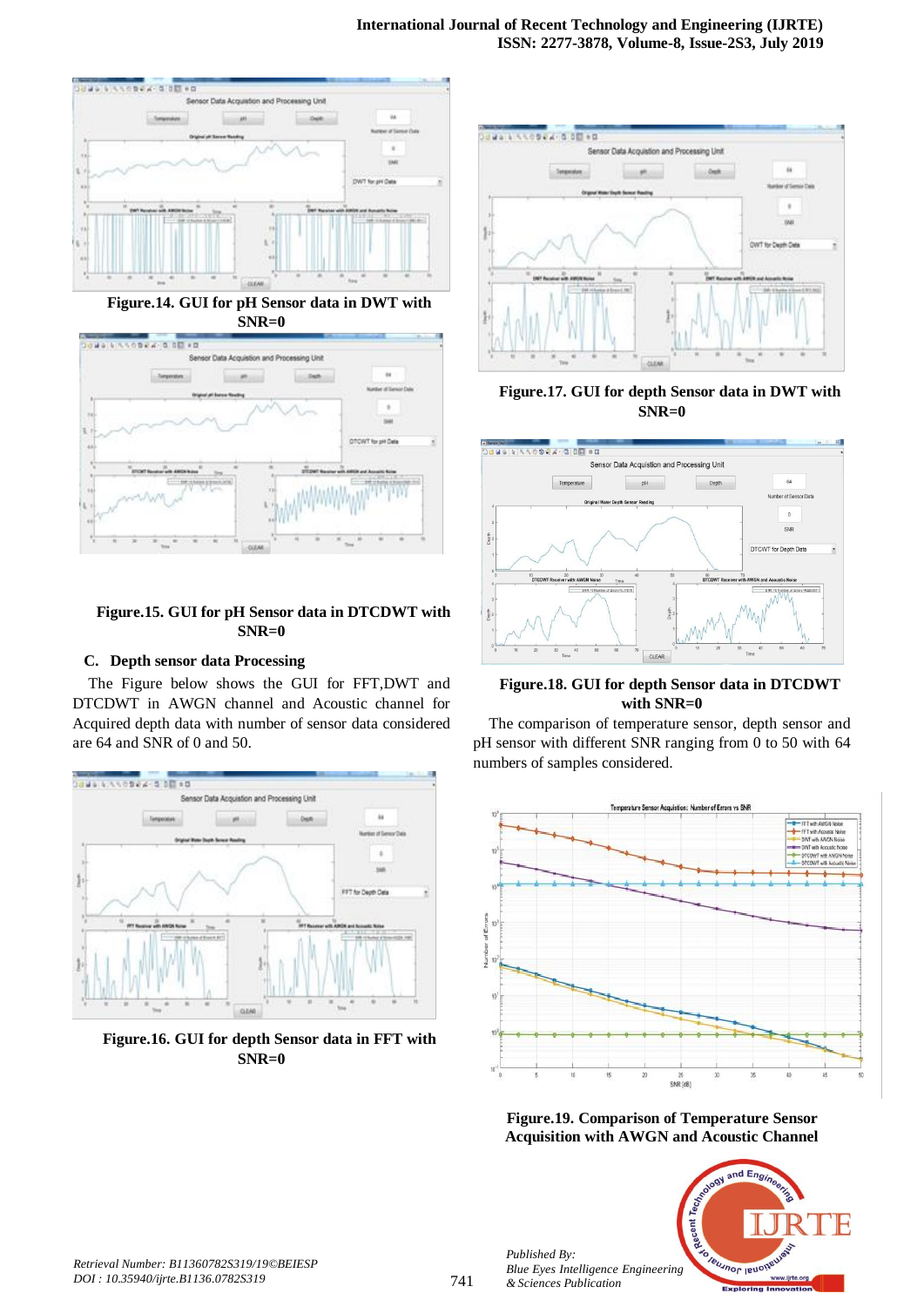Figure.14. GUI for pH Sensor data in DWT with SNR=0

Figure.15. GUI for pH Sensor data in DTCDWT with SNR=0

### C. Depth sensor data Processing

The Figure below shows the GUI for FFT,DWT and DTCDWT in AWGN channel and Acoustic channel for Acquired depth data with number of sensor data considered are 64 and SNR of 0 and 50.

Figure.16. GUI for depth Sensor data in FFT with SNR=0

Figure.17. GUI for depth Sensor data in DWT with SNR=0

Figure.18. GUI for depth Sensor data in DTCDWT with SNR=0

The comparison of temperature sensor, depth sensor and pH sensor with different SNR ranging from 0 to 50 with 64 numbers of samples considered.

Figure.19. Comparison of Temperature Sensor Acquisition with AWGN and Acoustic Channel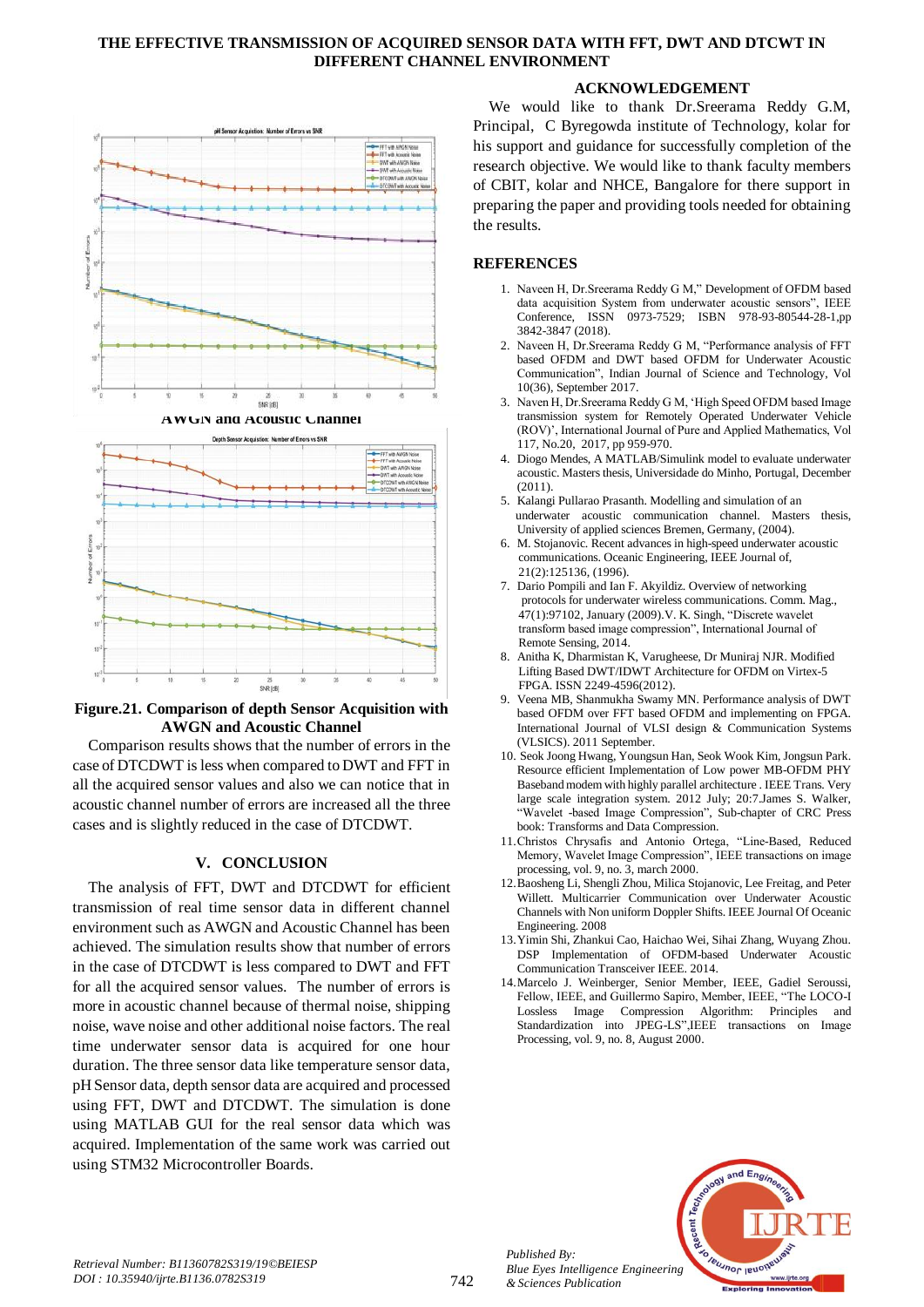pH Sensor Acquisition: Number of Errors vs SNR

FFT with AWGN Noise
FFT with Acoustic Noise
DWT with AWGN Noise
DWT with Acoustic Noise
DTCDWT with AWGN Noise
DTCDWT with Acoustic Noise

Number of Errors

SNR [dB]

AWGN and Acoustic Channel

Depth Sensor Acquisition: Number of Errors vs SNR

FFT with AWGN Noise
FFT with Acoustic Noise
DWT with AWGN Noise
DWT with Acoustic Noise
DTCDWT with AWGN Noise
DTCDWT with Acoustic Noise

Number of Errors

SNR [dB]

**Figure.21. Comparison of depth Sensor Acquisition with AWGN and Acoustic Channel**

Comparison results shows that the number of errors in the case of DTCDWT is less when compared to DWT and FFT in all the acquired sensor values and also we can notice that in acoustic channel number of errors are increased all the three cases and is slightly reduced in the case of DTCDWT.

## V. CONCLUSION

The analysis of FFT, DWT and DTCDWT for efficient transmission of real time sensor data in different channel environment such as AWGN and Acoustic Channel has been achieved. The simulation results show that number of errors in the case of DTCDWT is less compared to DWT and FFT for all the acquired sensor values. The number of errors is more in acoustic channel because of thermal noise, shipping noise, wave noise and other additional noise factors. The real time underwater sensor data is acquired for one hour duration. The three sensor data like temperature sensor data, pH Sensor data, depth sensor data are acquired and processed using FFT, DWT and DTCDWT. The simulation is done using MATLAB GUI for the real sensor data which was acquired. Implementation of the same work was carried out using STM32 Microcontroller Boards.

## ACKNOWLEDGEMENT

We would like to thank Dr.Sreerama Reddy G.M, Principal, C Byregowda institute of Technology, kolar for his support and guidance for successfully completion of the research objective. We would like to thank faculty members of CBIT, kolar and NHCE, Bangalore for there support in preparing the paper and providing tools needed for obtaining the results.

## REFERENCES

1. Naveen H, Dr.Sreerama Reddy G M," Development of OFDM based data acquisition System from underwater acoustic sensors", IEEE Conference, ISSN 0973-7529; ISBN 978-93-80544-28-1,pp 3842-3847 (2018).
2. Naveen H, Dr.Sreerama Reddy G M, "Performance analysis of FFT based OFDM and DWT based OFDM for Underwater Acoustic Communication", Indian Journal of Science and Technology, Vol 10(36), September 2017.
3. Naven H, Dr.Sreerama Reddy G M, 'High Speed OFDM based Image transmission system for Remotely Operated Underwater Vehicle (ROV)', International Journal of Pure and Applied Mathematics, Vol 117, No.20, 2017, pp 959-970.
4. Diogo Mendes, A MATLAB/Simulink model to evaluate underwater acoustic. Masters thesis, Universidade do Minho, Portugal, December (2011).
5. Kalangi Pullarao Prasanth. Modelling and simulation of an underwater acoustic communication channel. Masters thesis, University of applied sciences Bremen, Germany, (2004).
6. M. Stojanovic. Recent advances in high-speed underwater acoustic communications. Oceanic Engineering, IEEE Journal of, 21(2):125136, (1996).
7. Dario Pompili and Ian F. Akyildiz. Overview of networking protocols for underwater wireless communications. Comm. Mag., 47(1):97102, January (2009).V. K. Singh, "Discrete wavelet transform based image compression", International Journal of Remote Sensing, 2014.
8. Anitha K, Dharmistan K, Varugheese, Dr Muniraj NJR. Modified Lifting Based DWT/IDWT Architecture for OFDM on Virtex-5 FPGA. ISSN 2249-4596(2012).
9. Veena MB, Shanmukha Swamy MN. Performance analysis of DWT based OFDM over FFT based OFDM and implementing on FPGA. International Journal of VLSI design & Communication Systems (VLSICS). 2011 September.
10. Seok Joong Hwang, Youngsun Han, Seok Wook Kim, Jongsun Park. Resource efficient Implementation of Low power MB-OFDM PHY Baseband modem with highly parallel architecture . IEEE Trans. Very large scale integration system. 2012 July; 20:7.James S. Walker, "Wavelet -based Image Compression", Sub-chapter of CRC Press book: Transforms and Data Compression.
11. Christos Chrysafis and Antonio Ortega, "Line-Based, Reduced Memory, Wavelet Image Compression", IEEE transactions on image processing, vol. 9, no. 3, march 2000.
12. Baosheng Li, Shengli Zhou, Milica Stojanovic, Lee Freitag, and Peter Willett. Multicarrier Communication over Underwater Acoustic Channels with Non uniform Doppler Shifts. IEEE Journal Of Oceanic Engineering. 2008
13. Yimin Shi, Zhankui Cao, Haichao Wei, Sihai Zhang, Wuyang Zhou. DSP Implementation of OFDM-based Underwater Acoustic Communication Transceiver IEEE. 2014.
14. Marcelo J. Weinberger, Senior Member, IEEE, Gadiel Seroussi, Fellow, IEEE, and Guillermo Sapiro, Member, IEEE, "The LOCO-I Lossless Image Compression Algorithm: Principles and Standardization into JPEG-LS",IEEE transactions on Image Processing, vol. 9, no. 8, August 2000.